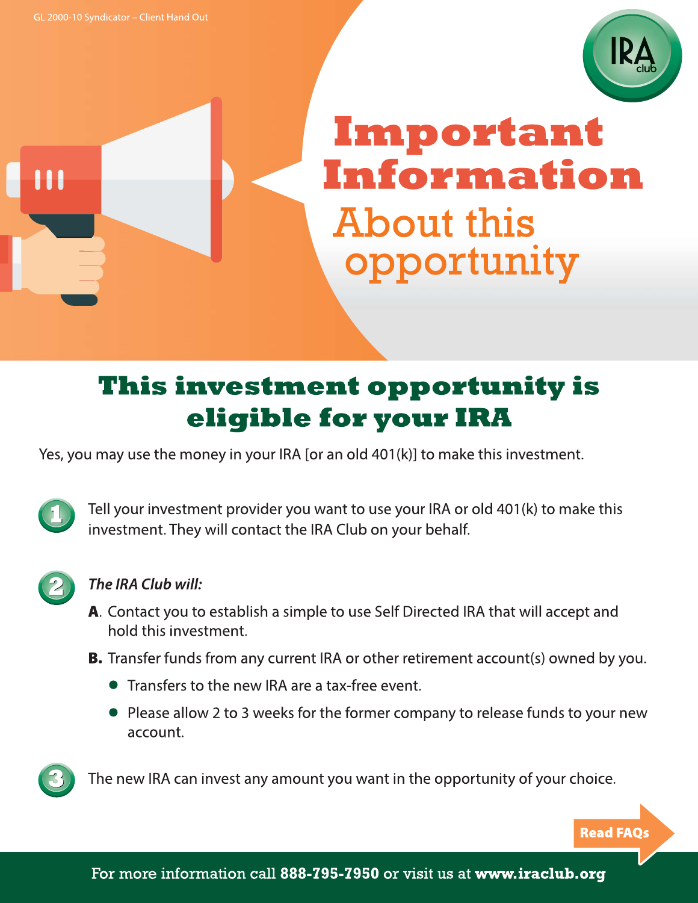GL 2000-10 Syndicator – Client Hand Out

IRA club

# Important Information

## About this opportunity

## This investment opportunity is eligible for your IRA

Yes, you may use the money in your IRA [or an old 401(k)] to make this investment.

1. Tell your investment provider you want to use your IRA or old 401(k) to make this investment. They will contact the IRA Club on your behalf.

2. *The IRA Club will:*

   **A.** Contact you to establish a simple to use Self Directed IRA that will accept and hold this investment.

   **B.** Transfer funds from any current IRA or other retirement account(s) owned by you.

   - Transfers to the new IRA are a tax-free event.
   - Please allow 2 to 3 weeks for the former company to release funds to your new account.

3. The new IRA can invest any amount you want in the opportunity of your choice.

**Read FAQs**

For more information call **888-795-7950** or visit us at **www.iraclub.org**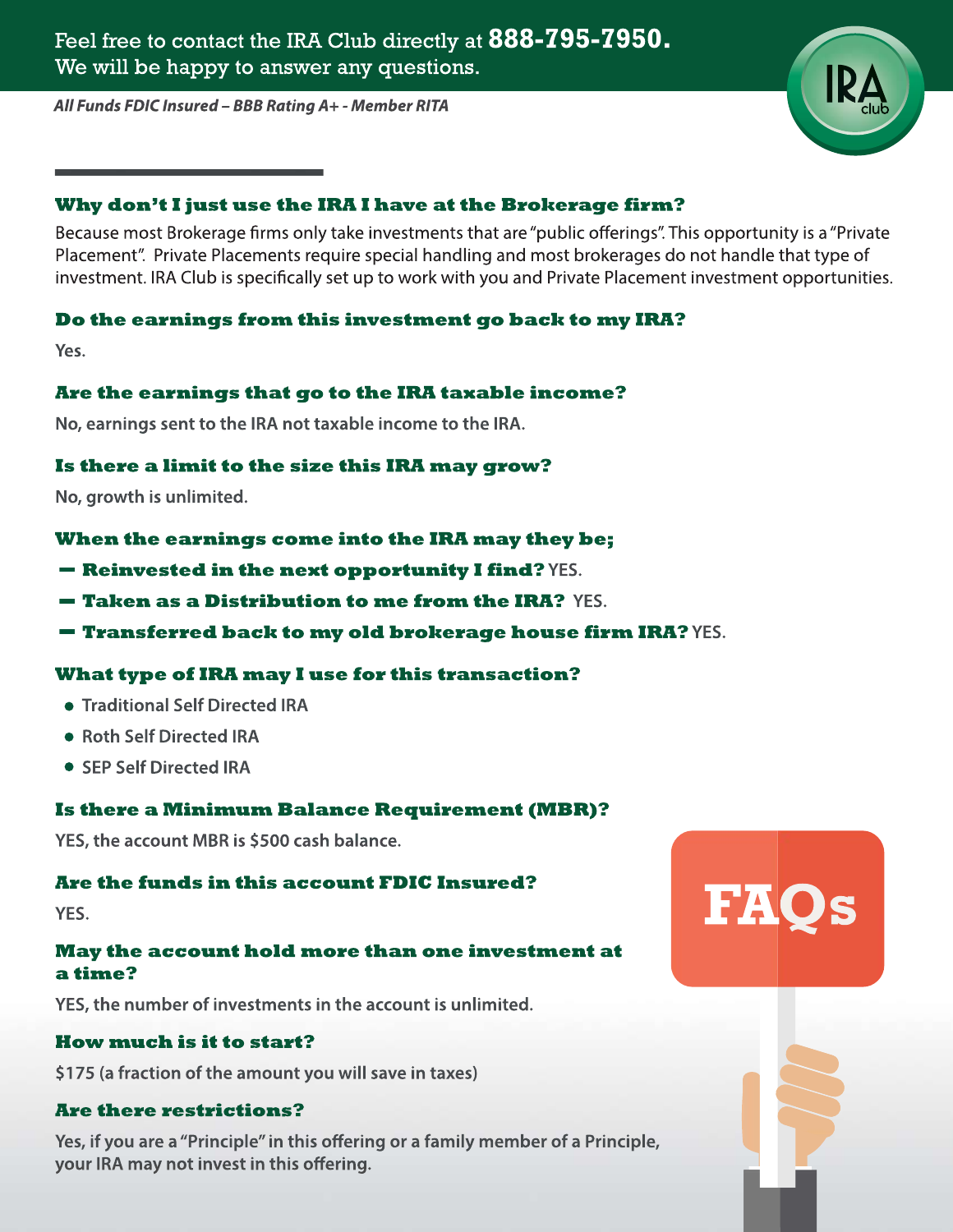Feel free to contact the IRA Club directly at **888-795-7950.**
We will be happy to answer any questions.

*All Funds FDIC Insured – BBB Rating A+ - Member RITA*

### Why don't I just use the IRA I have at the Brokerage firm?

Because most Brokerage firms only take investments that are "public offerings". This opportunity is a "Private Placement". Private Placements require special handling and most brokerages do not handle that type of investment. IRA Club is specifically set up to work with you and Private Placement investment opportunities.

### Do the earnings from this investment go back to my IRA?

Yes.

### Are the earnings that go to the IRA taxable income?

No, earnings sent to the IRA not taxable income to the IRA.

### Is there a limit to the size this IRA may grow?

No, growth is unlimited.

### When the earnings come into the IRA may they be;

- **Reinvested in the next opportunity I find?** YES.
- **Taken as a Distribution to me from the IRA?** YES.
- **Transferred back to my old brokerage house firm IRA?** YES.

### What type of IRA may I use for this transaction?

- Traditional Self Directed IRA
- Roth Self Directed IRA
- SEP Self Directed IRA

### Is there a Minimum Balance Requirement (MBR)?

YES, the account MBR is $500 cash balance.

### Are the funds in this account FDIC Insured?

YES.

### May the account hold more than one investment at a time?

YES, the number of investments in the account is unlimited.

### How much is it to start?

$175 (a fraction of the amount you will save in taxes)

### Are there restrictions?

Yes, if you are a "Principle" in this offering or a family member of a Principle, your IRA may not invest in this offering.

FAQs